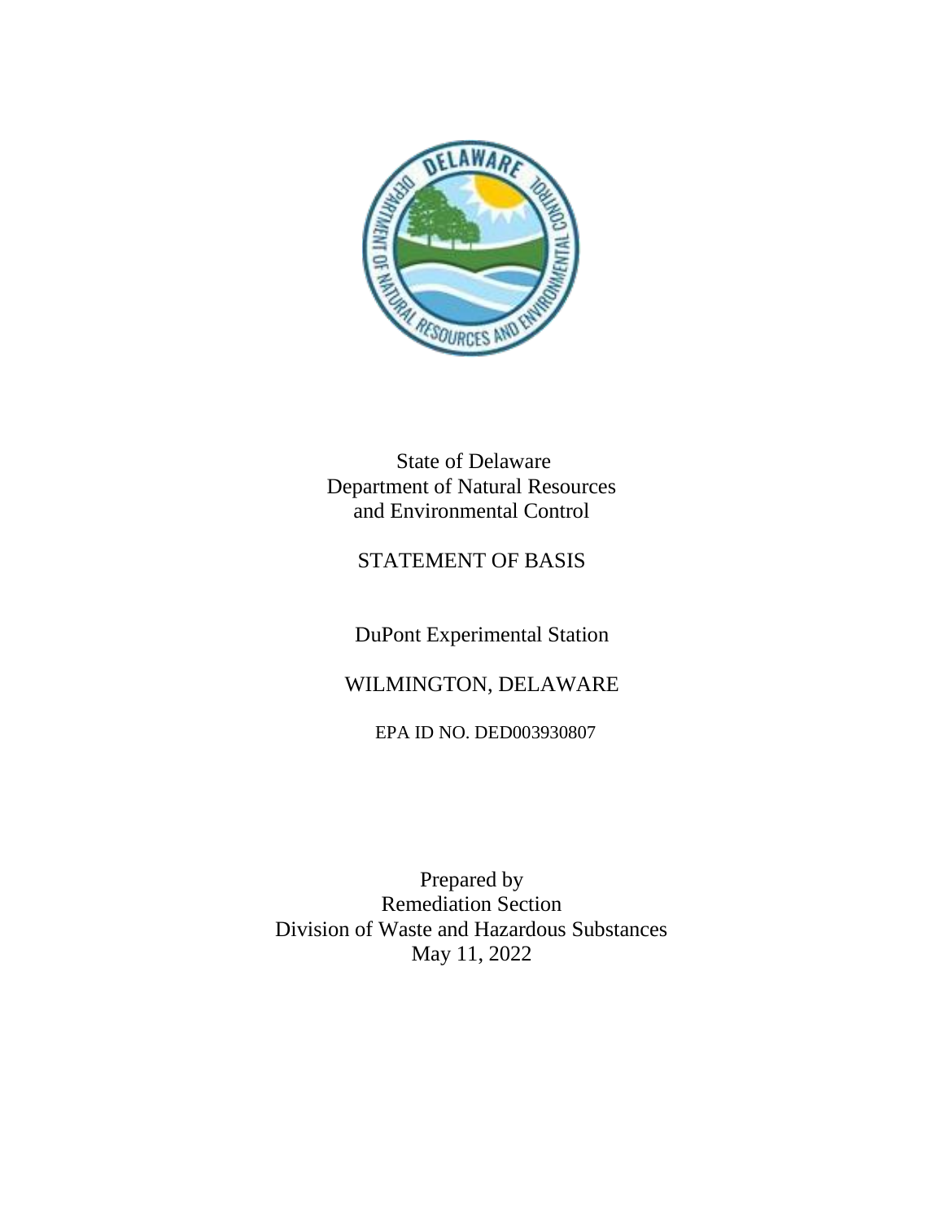State of Delaware
Department of Natural Resources
and Environmental Control

# STATEMENT OF BASIS

## DuPont Experimental Station

## WILMINGTON, DELAWARE

EPA ID NO. DED003930807

Prepared by
Remediation Section
Division of Waste and Hazardous Substances
May 11, 2022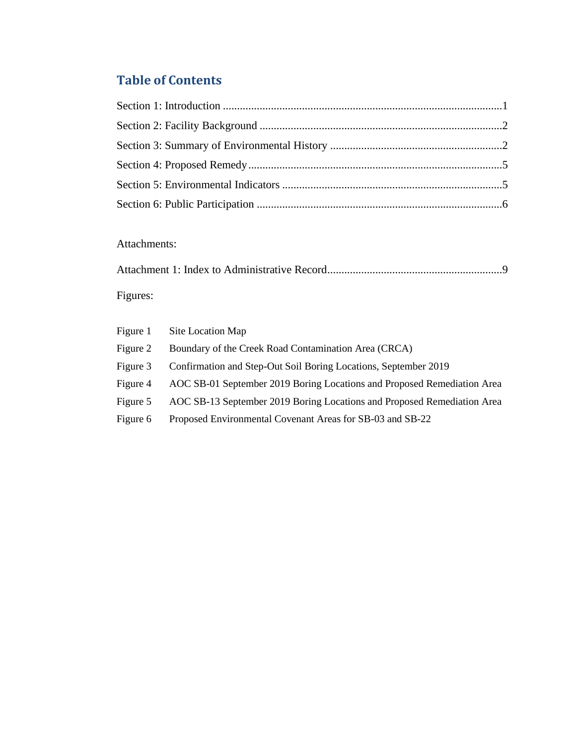## Table of Contents

Section 1: Introduction ........................................................................................1

Section 2: Facility Background ...........................................................................2

Section 3: Summary of Environmental History ....................................................2

Section 4: Proposed Remedy...............................................................................5

Section 5: Environmental Indicators ...................................................................5

Section 6: Public Participation .............................................................................6

Attachments:

Attachment 1: Index to Administrative Record.......................................................9

Figures:

| | |
|---|---|
| Figure 1 | Site Location Map |
| Figure 2 | Boundary of the Creek Road Contamination Area (CRCA) |
| Figure 3 | Confirmation and Step-Out Soil Boring Locations, September 2019 |
| Figure 4 | AOC SB-01 September 2019 Boring Locations and Proposed Remediation Area |
| Figure 5 | AOC SB-13 September 2019 Boring Locations and Proposed Remediation Area |
| Figure 6 | Proposed Environmental Covenant Areas for SB-03 and SB-22 |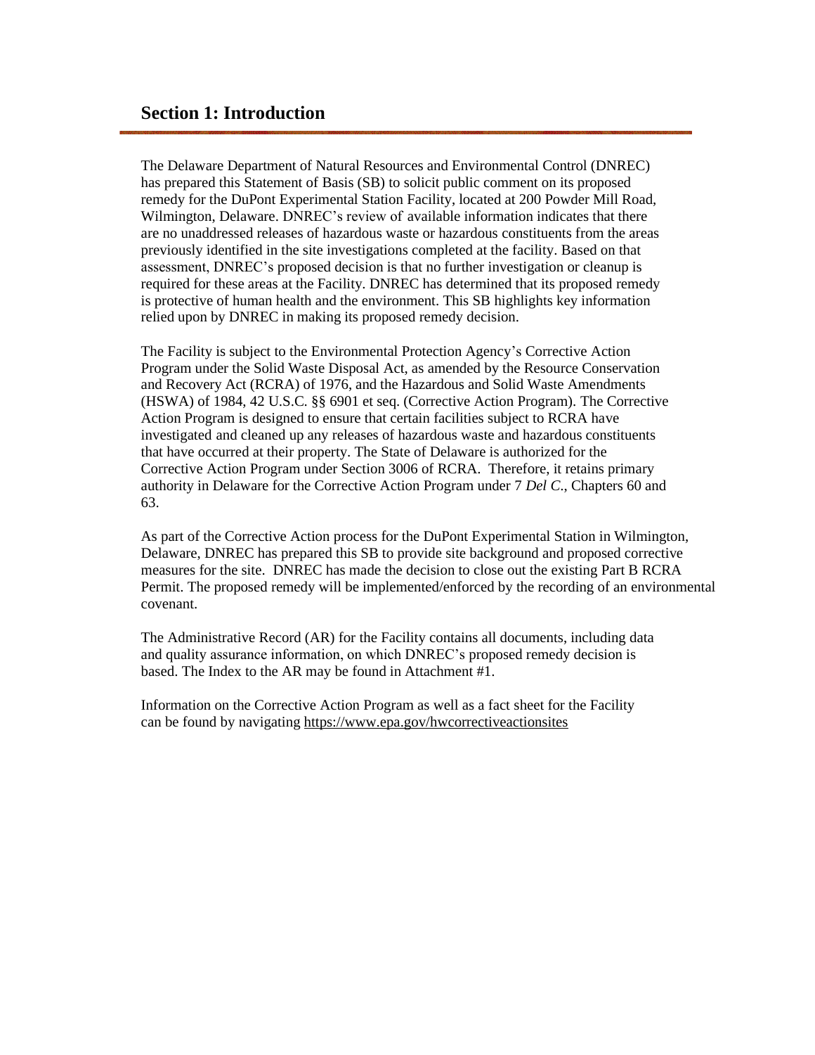## Section 1: Introduction

The Delaware Department of Natural Resources and Environmental Control (DNREC) has prepared this Statement of Basis (SB) to solicit public comment on its proposed remedy for the DuPont Experimental Station Facility, located at 200 Powder Mill Road, Wilmington, Delaware. DNREC's review of available information indicates that there are no unaddressed releases of hazardous waste or hazardous constituents from the areas previously identified in the site investigations completed at the facility. Based on that assessment, DNREC's proposed decision is that no further investigation or cleanup is required for these areas at the Facility. DNREC has determined that its proposed remedy is protective of human health and the environment. This SB highlights key information relied upon by DNREC in making its proposed remedy decision.

The Facility is subject to the Environmental Protection Agency's Corrective Action Program under the Solid Waste Disposal Act, as amended by the Resource Conservation and Recovery Act (RCRA) of 1976, and the Hazardous and Solid Waste Amendments (HSWA) of 1984, 42 U.S.C. §§ 6901 et seq. (Corrective Action Program). The Corrective Action Program is designed to ensure that certain facilities subject to RCRA have investigated and cleaned up any releases of hazardous waste and hazardous constituents that have occurred at their property. The State of Delaware is authorized for the Corrective Action Program under Section 3006 of RCRA. Therefore, it retains primary authority in Delaware for the Corrective Action Program under 7 *Del C.*, Chapters 60 and 63.

As part of the Corrective Action process for the DuPont Experimental Station in Wilmington, Delaware, DNREC has prepared this SB to provide site background and proposed corrective measures for the site. DNREC has made the decision to close out the existing Part B RCRA Permit. The proposed remedy will be implemented/enforced by the recording of an environmental covenant.

The Administrative Record (AR) for the Facility contains all documents, including data and quality assurance information, on which DNREC's proposed remedy decision is based. The Index to the AR may be found in Attachment #1.

Information on the Corrective Action Program as well as a fact sheet for the Facility can be found by navigating https://www.epa.gov/hwcorrectiveactionsites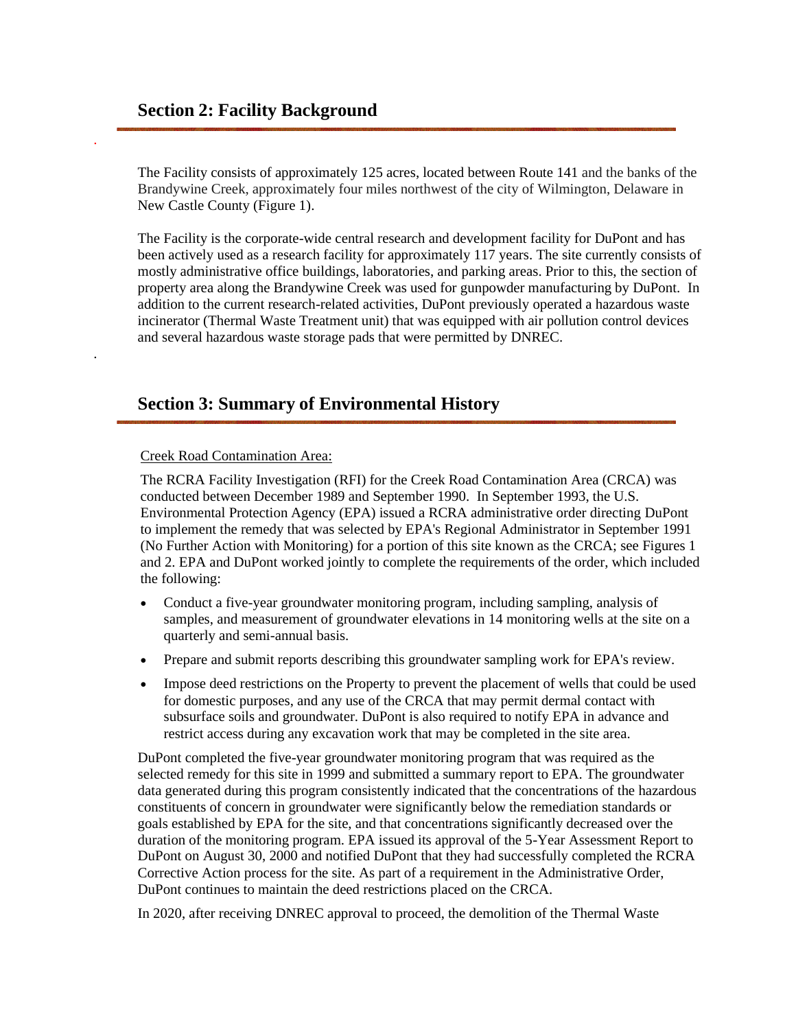## Section 2: Facility Background

The Facility consists of approximately 125 acres, located between Route 141 and the banks of the Brandywine Creek, approximately four miles northwest of the city of Wilmington, Delaware in New Castle County (Figure 1).

The Facility is the corporate-wide central research and development facility for DuPont and has been actively used as a research facility for approximately 117 years. The site currently consists of mostly administrative office buildings, laboratories, and parking areas. Prior to this, the section of property area along the Brandywine Creek was used for gunpowder manufacturing by DuPont. In addition to the current research-related activities, DuPont previously operated a hazardous waste incinerator (Thermal Waste Treatment unit) that was equipped with air pollution control devices and several hazardous waste storage pads that were permitted by DNREC.

## Section 3: Summary of Environmental History

Creek Road Contamination Area:

The RCRA Facility Investigation (RFI) for the Creek Road Contamination Area (CRCA) was conducted between December 1989 and September 1990. In September 1993, the U.S. Environmental Protection Agency (EPA) issued a RCRA administrative order directing DuPont to implement the remedy that was selected by EPA's Regional Administrator in September 1991 (No Further Action with Monitoring) for a portion of this site known as the CRCA; see Figures 1 and 2. EPA and DuPont worked jointly to complete the requirements of the order, which included the following:

- Conduct a five-year groundwater monitoring program, including sampling, analysis of samples, and measurement of groundwater elevations in 14 monitoring wells at the site on a quarterly and semi-annual basis.
- Prepare and submit reports describing this groundwater sampling work for EPA's review.
- Impose deed restrictions on the Property to prevent the placement of wells that could be used for domestic purposes, and any use of the CRCA that may permit dermal contact with subsurface soils and groundwater. DuPont is also required to notify EPA in advance and restrict access during any excavation work that may be completed in the site area.

DuPont completed the five-year groundwater monitoring program that was required as the selected remedy for this site in 1999 and submitted a summary report to EPA. The groundwater data generated during this program consistently indicated that the concentrations of the hazardous constituents of concern in groundwater were significantly below the remediation standards or goals established by EPA for the site, and that concentrations significantly decreased over the duration of the monitoring program. EPA issued its approval of the 5-Year Assessment Report to DuPont on August 30, 2000 and notified DuPont that they had successfully completed the RCRA Corrective Action process for the site. As part of a requirement in the Administrative Order, DuPont continues to maintain the deed restrictions placed on the CRCA.

In 2020, after receiving DNREC approval to proceed, the demolition of the Thermal Waste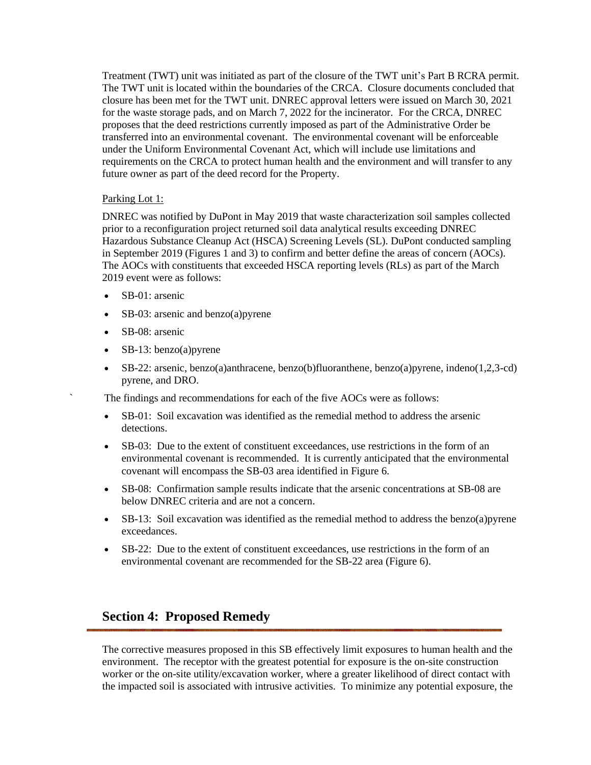Treatment (TWT) unit was initiated as part of the closure of the TWT unit's Part B RCRA permit. The TWT unit is located within the boundaries of the CRCA. Closure documents concluded that closure has been met for the TWT unit. DNREC approval letters were issued on March 30, 2021 for the waste storage pads, and on March 7, 2022 for the incinerator. For the CRCA, DNREC proposes that the deed restrictions currently imposed as part of the Administrative Order be transferred into an environmental covenant. The environmental covenant will be enforceable under the Uniform Environmental Covenant Act, which will include use limitations and requirements on the CRCA to protect human health and the environment and will transfer to any future owner as part of the deed record for the Property.

Parking Lot 1:

DNREC was notified by DuPont in May 2019 that waste characterization soil samples collected prior to a reconfiguration project returned soil data analytical results exceeding DNREC Hazardous Substance Cleanup Act (HSCA) Screening Levels (SL). DuPont conducted sampling in September 2019 (Figures 1 and 3) to confirm and better define the areas of concern (AOCs). The AOCs with constituents that exceeded HSCA reporting levels (RLs) as part of the March 2019 event were as follows:

- SB-01: arsenic
- SB-03: arsenic and benzo(a)pyrene
- SB-08: arsenic
- SB-13: benzo(a)pyrene
- SB-22: arsenic, benzo(a)anthracene, benzo(b)fluoranthene, benzo(a)pyrene, indeno(1,2,3-cd) pyrene, and DRO.

The findings and recommendations for each of the five AOCs were as follows:

- SB-01: Soil excavation was identified as the remedial method to address the arsenic detections.
- SB-03: Due to the extent of constituent exceedances, use restrictions in the form of an environmental covenant is recommended. It is currently anticipated that the environmental covenant will encompass the SB-03 area identified in Figure 6.
- SB-08: Confirmation sample results indicate that the arsenic concentrations at SB-08 are below DNREC criteria and are not a concern.
- SB-13: Soil excavation was identified as the remedial method to address the benzo(a)pyrene exceedances.
- SB-22: Due to the extent of constituent exceedances, use restrictions in the form of an environmental covenant are recommended for the SB-22 area (Figure 6).

## Section 4: Proposed Remedy

The corrective measures proposed in this SB effectively limit exposures to human health and the environment. The receptor with the greatest potential for exposure is the on-site construction worker or the on-site utility/excavation worker, where a greater likelihood of direct contact with the impacted soil is associated with intrusive activities. To minimize any potential exposure, the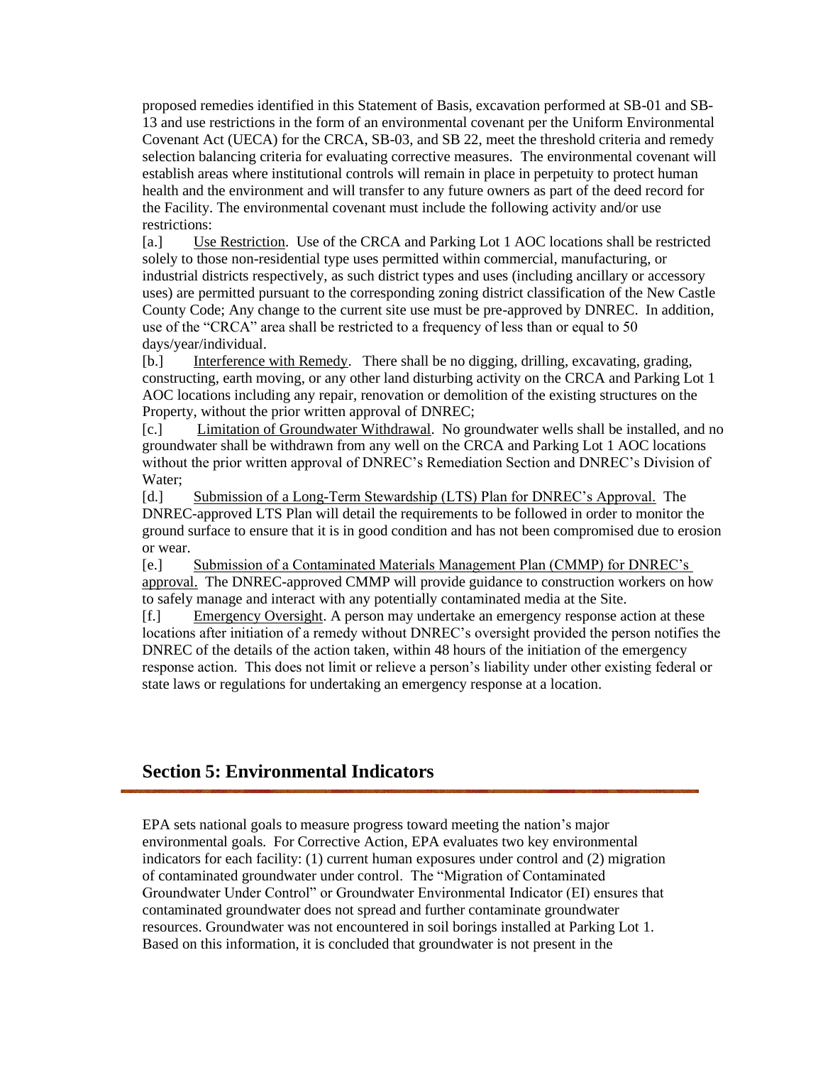proposed remedies identified in this Statement of Basis, excavation performed at SB-01 and SB-13 and use restrictions in the form of an environmental covenant per the Uniform Environmental Covenant Act (UECA) for the CRCA, SB-03, and SB 22, meet the threshold criteria and remedy selection balancing criteria for evaluating corrective measures. The environmental covenant will establish areas where institutional controls will remain in place in perpetuity to protect human health and the environment and will transfer to any future owners as part of the deed record for the Facility. The environmental covenant must include the following activity and/or use restrictions:

[a.] Use Restriction. Use of the CRCA and Parking Lot 1 AOC locations shall be restricted solely to those non-residential type uses permitted within commercial, manufacturing, or industrial districts respectively, as such district types and uses (including ancillary or accessory uses) are permitted pursuant to the corresponding zoning district classification of the New Castle County Code; Any change to the current site use must be pre-approved by DNREC. In addition, use of the "CRCA" area shall be restricted to a frequency of less than or equal to 50 days/year/individual.

[b.] Interference with Remedy. There shall be no digging, drilling, excavating, grading, constructing, earth moving, or any other land disturbing activity on the CRCA and Parking Lot 1 AOC locations including any repair, renovation or demolition of the existing structures on the Property, without the prior written approval of DNREC;

[c.] Limitation of Groundwater Withdrawal. No groundwater wells shall be installed, and no groundwater shall be withdrawn from any well on the CRCA and Parking Lot 1 AOC locations without the prior written approval of DNREC's Remediation Section and DNREC's Division of Water;

[d.] Submission of a Long-Term Stewardship (LTS) Plan for DNREC's Approval. The DNREC-approved LTS Plan will detail the requirements to be followed in order to monitor the ground surface to ensure that it is in good condition and has not been compromised due to erosion or wear.

[e.] Submission of a Contaminated Materials Management Plan (CMMP) for DNREC's approval. The DNREC-approved CMMP will provide guidance to construction workers on how to safely manage and interact with any potentially contaminated media at the Site.

[f.] Emergency Oversight. A person may undertake an emergency response action at these locations after initiation of a remedy without DNREC's oversight provided the person notifies the DNREC of the details of the action taken, within 48 hours of the initiation of the emergency response action. This does not limit or relieve a person's liability under other existing federal or state laws or regulations for undertaking an emergency response at a location.

## Section 5: Environmental Indicators

EPA sets national goals to measure progress toward meeting the nation's major environmental goals. For Corrective Action, EPA evaluates two key environmental indicators for each facility: (1) current human exposures under control and (2) migration of contaminated groundwater under control. The "Migration of Contaminated Groundwater Under Control" or Groundwater Environmental Indicator (EI) ensures that contaminated groundwater does not spread and further contaminate groundwater resources. Groundwater was not encountered in soil borings installed at Parking Lot 1. Based on this information, it is concluded that groundwater is not present in the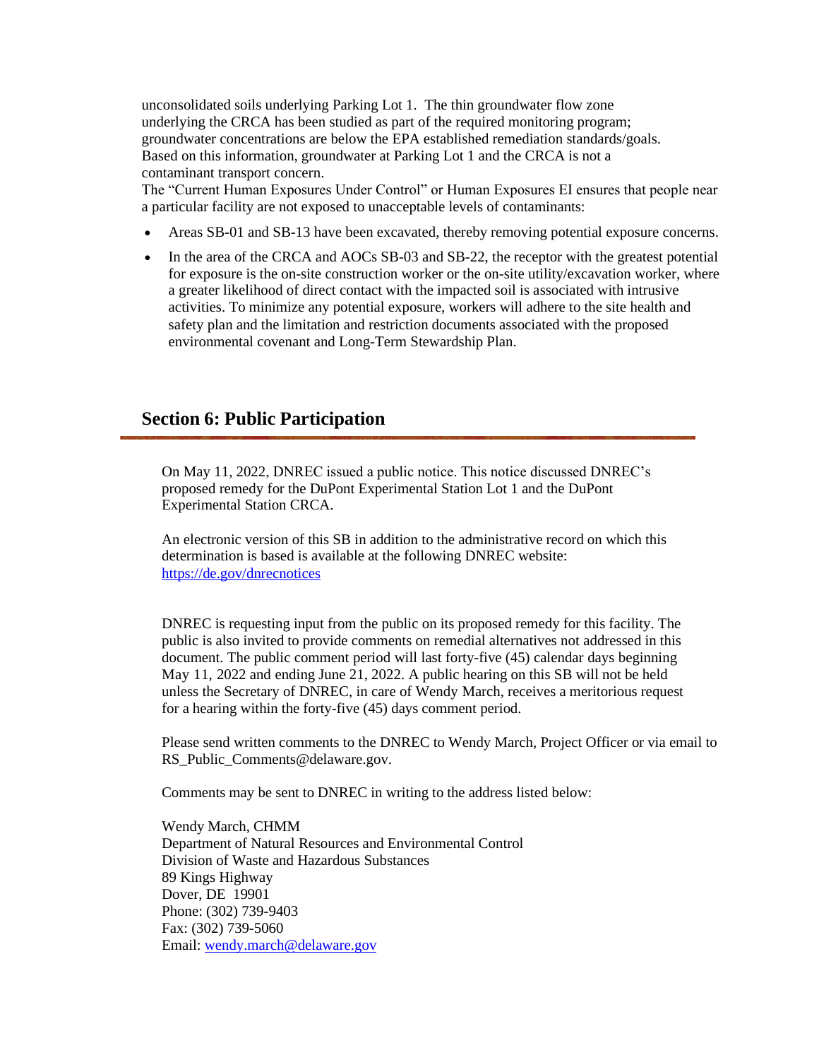unconsolidated soils underlying Parking Lot 1. The thin groundwater flow zone underlying the CRCA has been studied as part of the required monitoring program; groundwater concentrations are below the EPA established remediation standards/goals. Based on this information, groundwater at Parking Lot 1 and the CRCA is not a contaminant transport concern.

The "Current Human Exposures Under Control" or Human Exposures EI ensures that people near a particular facility are not exposed to unacceptable levels of contaminants:

- Areas SB-01 and SB-13 have been excavated, thereby removing potential exposure concerns.
- In the area of the CRCA and AOCs SB-03 and SB-22, the receptor with the greatest potential for exposure is the on-site construction worker or the on-site utility/excavation worker, where a greater likelihood of direct contact with the impacted soil is associated with intrusive activities. To minimize any potential exposure, workers will adhere to the site health and safety plan and the limitation and restriction documents associated with the proposed environmental covenant and Long-Term Stewardship Plan.

## Section 6: Public Participation

On May 11, 2022, DNREC issued a public notice. This notice discussed DNREC's proposed remedy for the DuPont Experimental Station Lot 1 and the DuPont Experimental Station CRCA.

An electronic version of this SB in addition to the administrative record on which this determination is based is available at the following DNREC website: [https://de.gov/dnrecnotices](https://de.gov/dnrecnotices)

DNREC is requesting input from the public on its proposed remedy for this facility. The public is also invited to provide comments on remedial alternatives not addressed in this document. The public comment period will last forty-five (45) calendar days beginning May 11, 2022 and ending June 21, 2022. A public hearing on this SB will not be held unless the Secretary of DNREC, in care of Wendy March, receives a meritorious request for a hearing within the forty-five (45) days comment period.

Please send written comments to the DNREC to Wendy March, Project Officer or via email to RS_Public_Comments@delaware.gov.

Comments may be sent to DNREC in writing to the address listed below:

Wendy March, CHMM
Department of Natural Resources and Environmental Control
Division of Waste and Hazardous Substances
89 Kings Highway
Dover, DE 19901
Phone: (302) 739-9403
Fax: (302) 739-5060
Email: [wendy.march@delaware.gov](mailto:wendy.march@delaware.gov)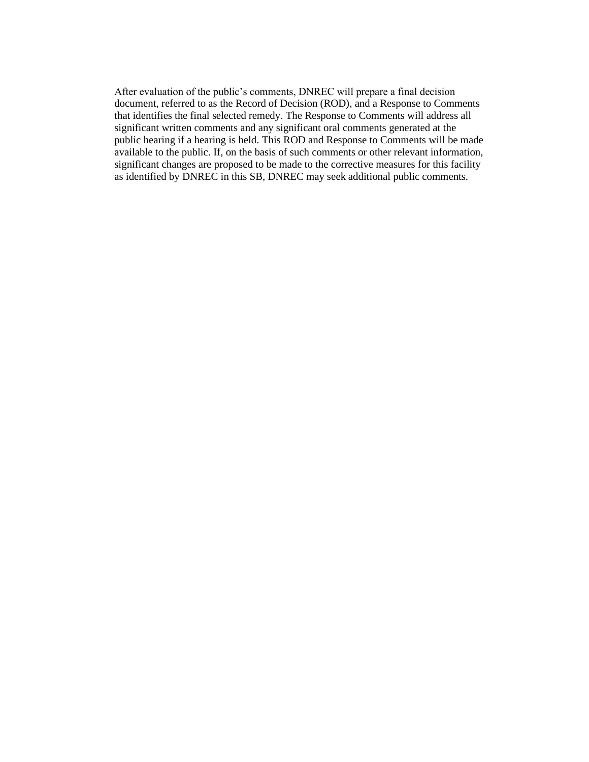After evaluation of the public's comments, DNREC will prepare a final decision document, referred to as the Record of Decision (ROD), and a Response to Comments that identifies the final selected remedy. The Response to Comments will address all significant written comments and any significant oral comments generated at the public hearing if a hearing is held. This ROD and Response to Comments will be made available to the public. If, on the basis of such comments or other relevant information, significant changes are proposed to be made to the corrective measures for this facility as identified by DNREC in this SB, DNREC may seek additional public comments.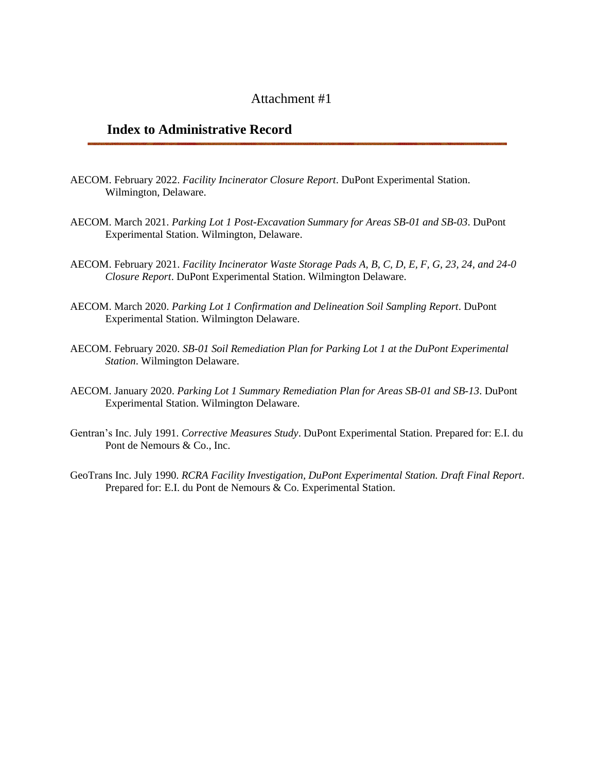Attachment #1

## Index to Administrative Record

AECOM. February 2022. *Facility Incinerator Closure Report*. DuPont Experimental Station. Wilmington, Delaware.

AECOM. March 2021. *Parking Lot 1 Post-Excavation Summary for Areas SB-01 and SB-03*. DuPont Experimental Station. Wilmington, Delaware.

AECOM. February 2021. *Facility Incinerator Waste Storage Pads A, B, C, D, E, F, G, 23, 24, and 24-0 Closure Report*. DuPont Experimental Station. Wilmington Delaware.

AECOM. March 2020. *Parking Lot 1 Confirmation and Delineation Soil Sampling Report*. DuPont Experimental Station. Wilmington Delaware.

AECOM. February 2020. *SB-01 Soil Remediation Plan for Parking Lot 1 at the DuPont Experimental Station*. Wilmington Delaware.

AECOM. January 2020. *Parking Lot 1 Summary Remediation Plan for Areas SB-01 and SB-13*. DuPont Experimental Station. Wilmington Delaware.

Gentran's Inc. July 1991. *Corrective Measures Study*. DuPont Experimental Station. Prepared for: E.I. du Pont de Nemours & Co., Inc.

GeoTrans Inc. July 1990. *RCRA Facility Investigation, DuPont Experimental Station. Draft Final Report*. Prepared for: E.I. du Pont de Nemours & Co. Experimental Station.